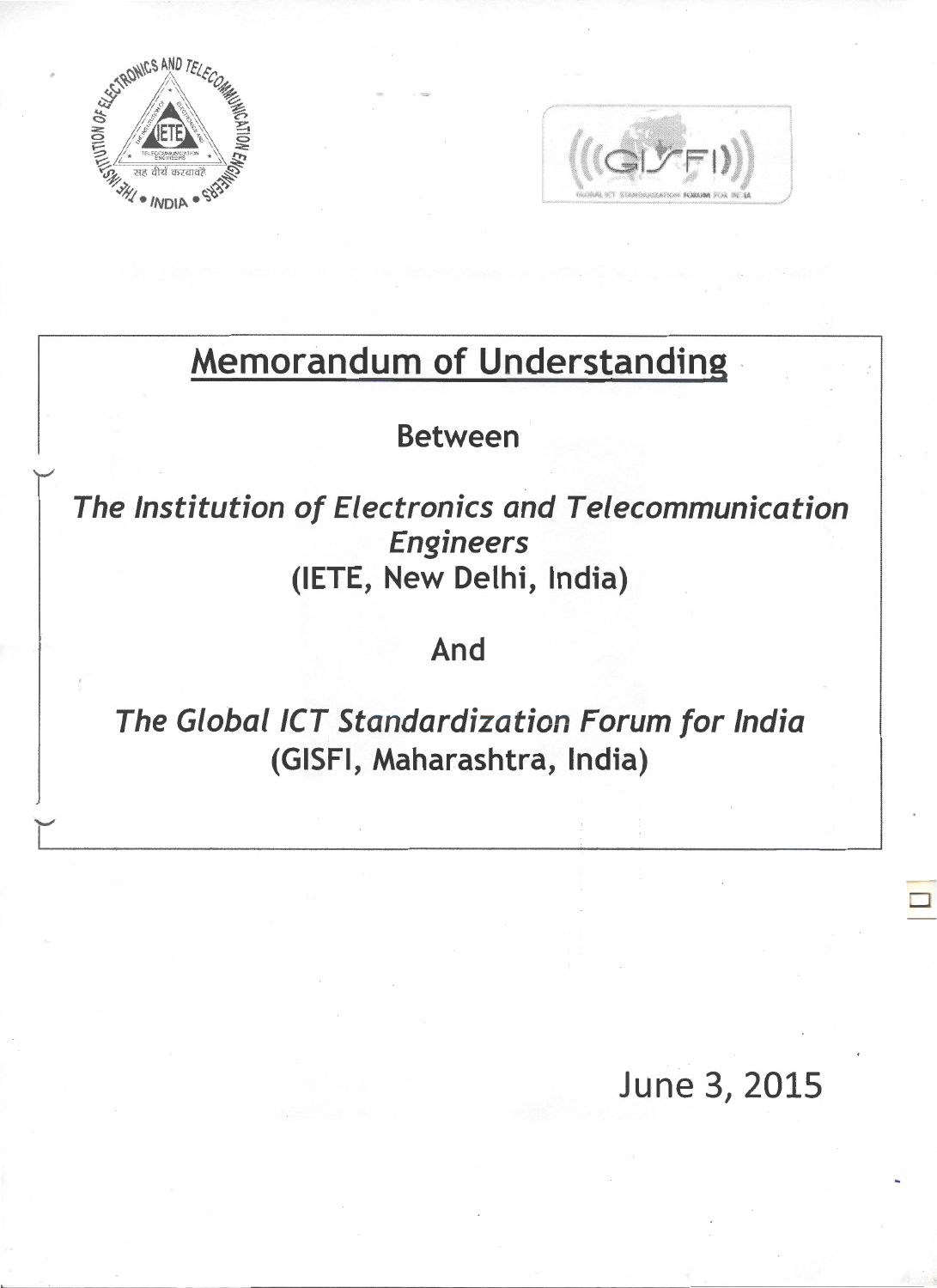# Memorandum of Understanding

**Between**

***The Institution of Electronics and Telecommunication Engineers***

**(IETE, New Delhi, India)**

**And**

***The Global ICT Standardization Forum for India***

**(GISFI, Maharashtra, India)**

June 3, 2015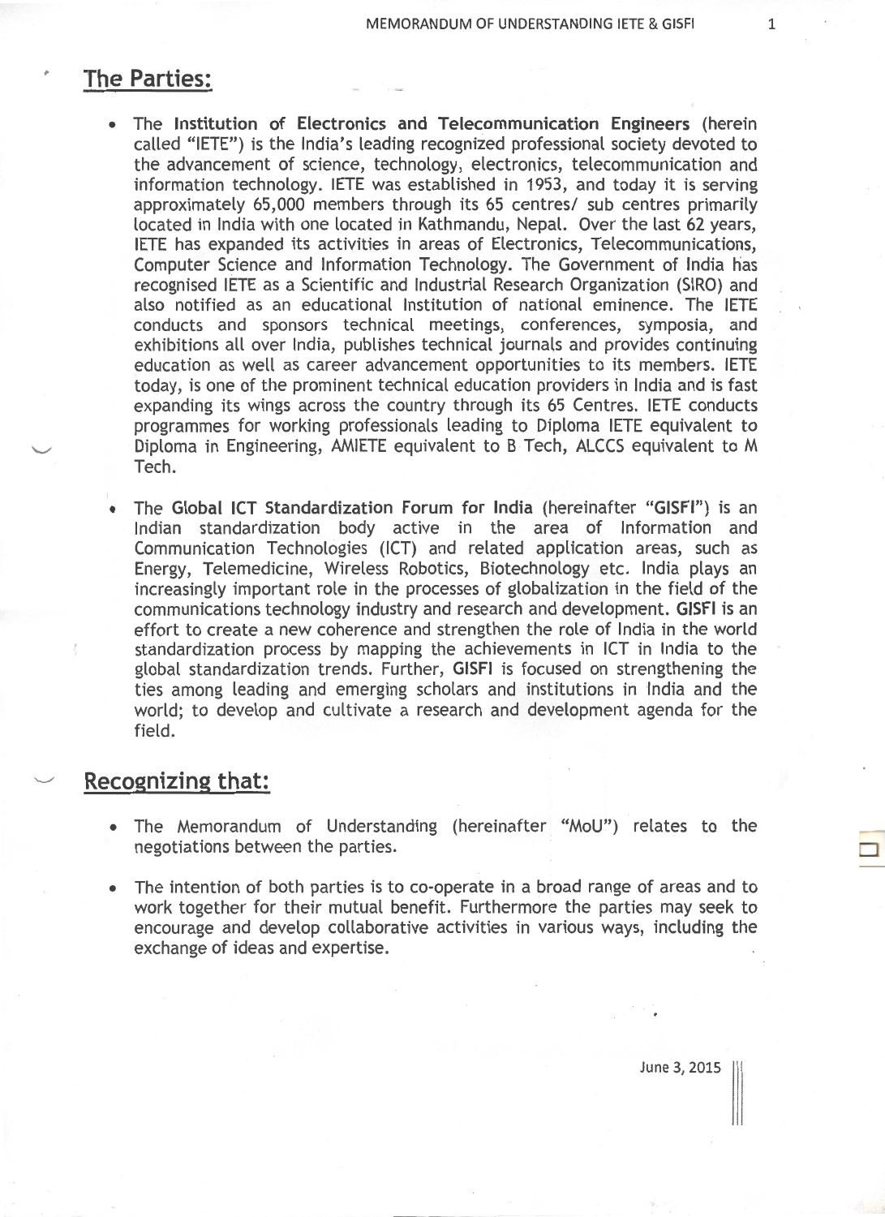## The Parties:

- The **Institution of Electronics and Telecommunication Engineers** (herein called "IETE") is the India's leading recognized professional society devoted to the advancement of science, technology, electronics, telecommunication and information technology. IETE was established in 1953, and today it is serving approximately 65,000 members through its 65 centres/ sub centres primarily located in India with one located in Kathmandu, Nepal. Over the last 62 years, IETE has expanded its activities in areas of Electronics, Telecommunications, Computer Science and Information Technology. The Government of India has recognised IETE as a Scientific and Industrial Research Organization (SIRO) and also notified as an educational Institution of national eminence. The IETE conducts and sponsors technical meetings, conferences, symposia, and exhibitions all over India, publishes technical journals and provides continuing education as well as career advancement opportunities to its members. IETE today, is one of the prominent technical education providers in India and is fast expanding its wings across the country through its 65 Centres. IETE conducts programmes for working professionals leading to Diploma IETE equivalent to Diploma in Engineering, AMIETE equivalent to B Tech, ALCCS equivalent to M Tech.

- The **Global ICT Standardization Forum for India** (hereinafter "**GISFI**") is an Indian standardization body active in the area of Information and Communication Technologies (ICT) and related application areas, such as Energy, Telemedicine, Wireless Robotics, Biotechnology etc. India plays an increasingly important role in the processes of globalization in the field of the communications technology industry and research and development. **GISFI** is an effort to create a new coherence and strengthen the role of India in the world standardization process by mapping the achievements in ICT in India to the global standardization trends. Further, **GISFI** is focused on strengthening the ties among leading and emerging scholars and institutions in India and the world; to develop and cultivate a research and development agenda for the field.

## Recognizing that:

- The Memorandum of Understanding (hereinafter "MoU") relates to the negotiations between the parties.

- The intention of both parties is to co-operate in a broad range of areas and to work together for their mutual benefit. Furthermore the parties may seek to encourage and develop collaborative activities in various ways, including the exchange of ideas and expertise.

June 3, 2015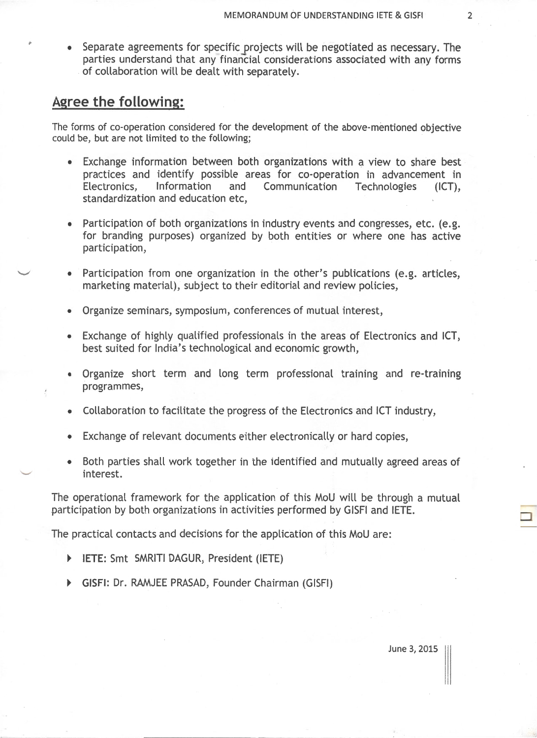- Separate agreements for specific projects will be negotiated as necessary. The parties understand that any financial considerations associated with any forms of collaboration will be dealt with separately.

## Agree the following:

The forms of co-operation considered for the development of the above-mentioned objective could be, but are not limited to the following;

- Exchange information between both organizations with a view to share best practices and identify possible areas for co-operation in advancement in Electronics, Information and Communication Technologies (ICT), standardization and education etc,

- Participation of both organizations in industry events and congresses, etc. (e.g. for branding purposes) organized by both entities or where one has active participation,

- Participation from one organization in the other's publications (e.g. articles, marketing material), subject to their editorial and review policies,

- Organize seminars, symposium, conferences of mutual interest,

- Exchange of highly qualified professionals in the areas of Electronics and ICT, best suited for India's technological and economic growth,

- Organize short term and long term professional training and re-training programmes,

- Collaboration to facilitate the progress of the Electronics and ICT industry,

- Exchange of relevant documents either electronically or hard copies,

- Both parties shall work together in the identified and mutually agreed areas of interest.

The operational framework for the application of this MoU will be through a mutual participation by both organizations in activities performed by GISFI and IETE.

The practical contacts and decisions for the application of this MoU are:

- **IETE:** Smt SMRITI DAGUR, President (IETE)
- **GISFI:** Dr. RAMJEE PRASAD, Founder Chairman (GISFI)

June 3, 2015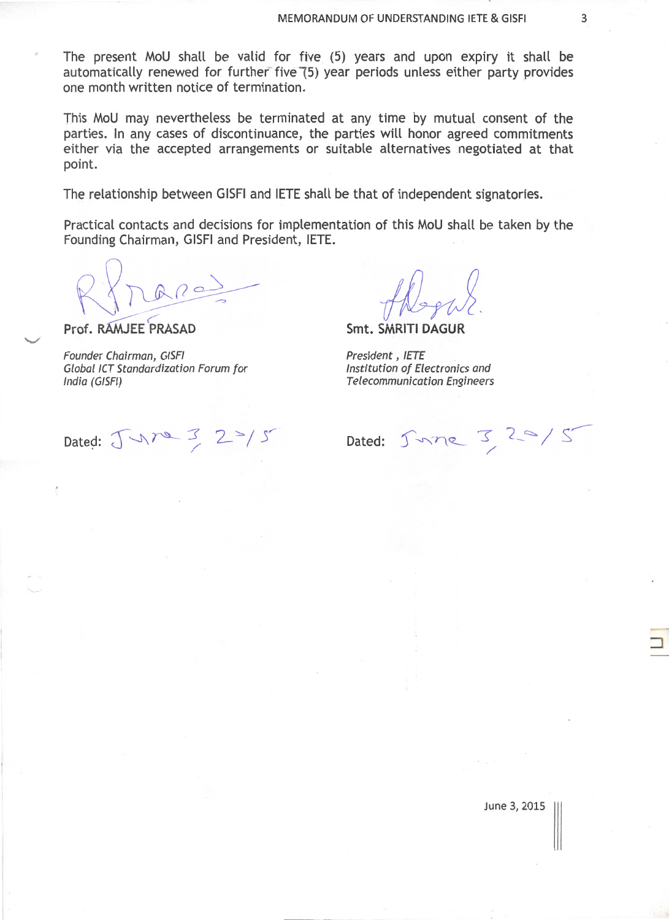The present MoU shall be valid for five (5) years and upon expiry it shall be automatically renewed for further five (5) year periods unless either party provides one month written notice of termination.

This MoU may nevertheless be terminated at any time by mutual consent of the parties. In any cases of discontinuance, the parties will honor agreed commitments either via the accepted arrangements or suitable alternatives negotiated at that point.

The relationship between GISFI and IETE shall be that of independent signatories.

Practical contacts and decisions for implementation of this MoU shall be taken by the Founding Chairman, GISFI and President, IETE.

**Prof. RAMJEE PRASAD**

*Founder Chairman, GISFI*
*Global ICT Standardization Forum for India (GISFI)*

Dated: June 3, 2015

**Smt. SMRITI DAGUR**

*President , IETE*
*Institution of Electronics and Telecommunication Engineers*

Dated: June 3, 2015

June 3, 2015